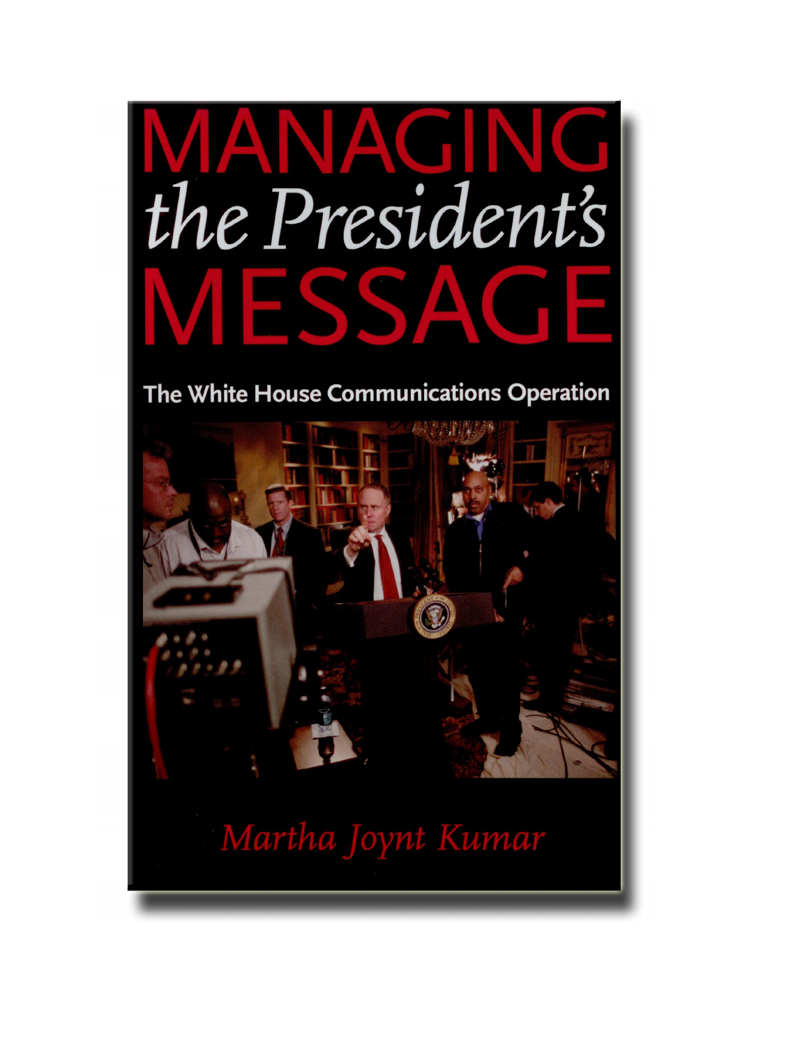# MANAGING *the President's* MESSAGE

## The White House Communications Operation

*Martha Joynt Kumar*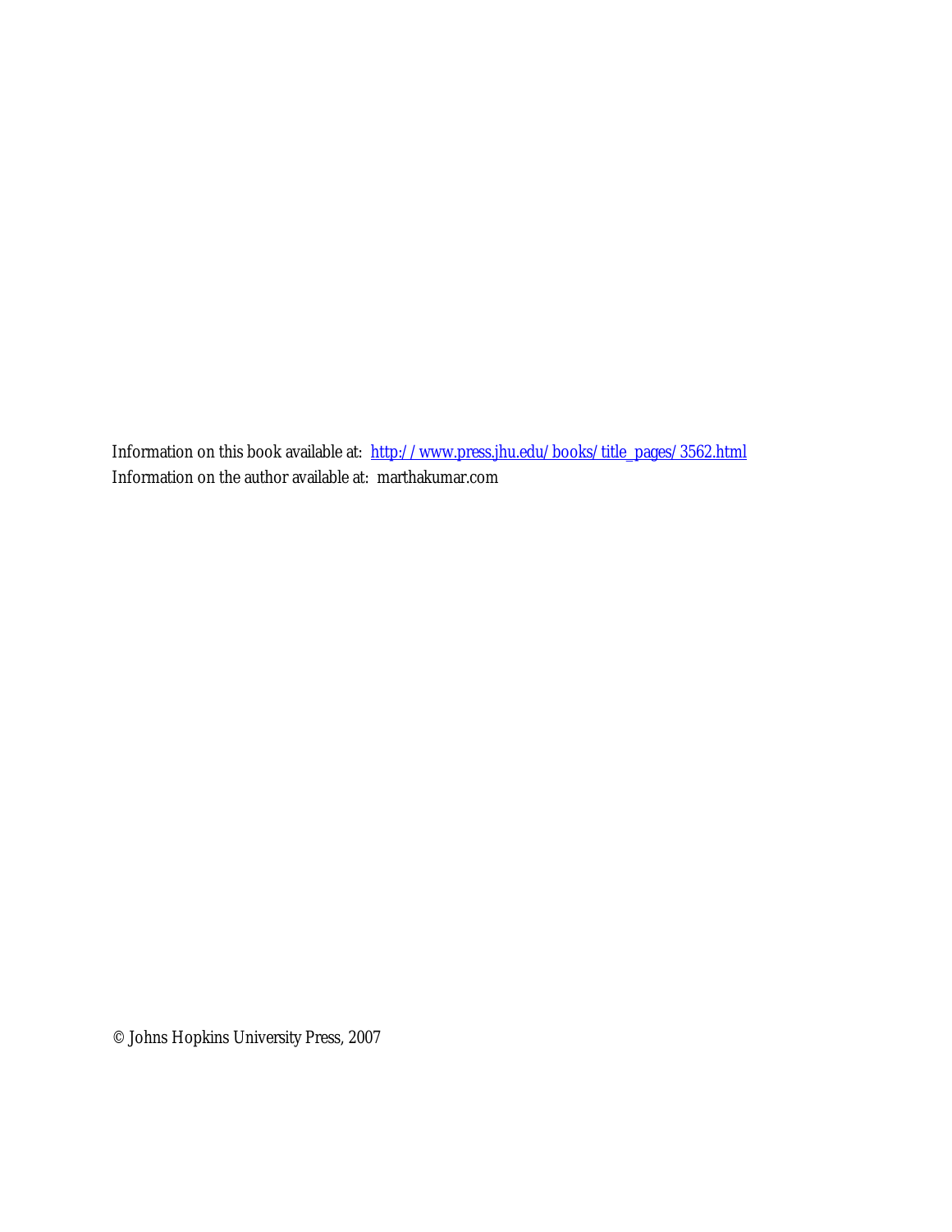Information on this book available at: [http://www.press.jhu.edu/books/title_pages/3562.html](http://www.press.jhu.edu/books/title_pages/3562.html)
Information on the author available at: marthakumar.com

© Johns Hopkins University Press, 2007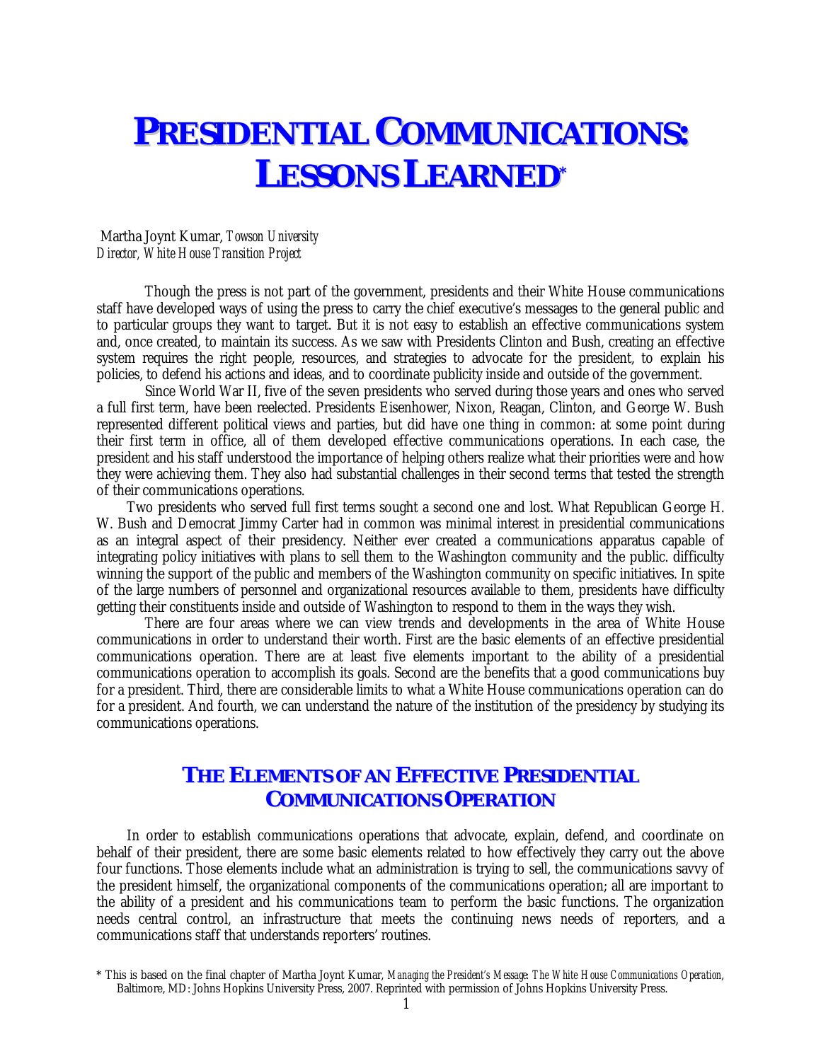# PRESIDENTIAL COMMUNICATIONS: LESSONS LEARNED*

Martha Joynt Kumar, *Towson University*
*Director, White House Transition Project*

Though the press is not part of the government, presidents and their White House communications staff have developed ways of using the press to carry the chief executive's messages to the general public and to particular groups they want to target. But it is not easy to establish an effective communications system and, once created, to maintain its success. As we saw with Presidents Clinton and Bush, creating an effective system requires the right people, resources, and strategies to advocate for the president, to explain his policies, to defend his actions and ideas, and to coordinate publicity inside and outside of the government.

Since World War II, five of the seven presidents who served during those years and ones who served a full first term, have been reelected. Presidents Eisenhower, Nixon, Reagan, Clinton, and George W. Bush represented different political views and parties, but did have one thing in common: at some point during their first term in office, all of them developed effective communications operations. In each case, the president and his staff understood the importance of helping others realize what their priorities were and how they were achieving them. They also had substantial challenges in their second terms that tested the strength of their communications operations.

Two presidents who served full first terms sought a second one and lost. What Republican George H. W. Bush and Democrat Jimmy Carter had in common was minimal interest in presidential communications as an integral aspect of their presidency. Neither ever created a communications apparatus capable of integrating policy initiatives with plans to sell them to the Washington community and the public. difficulty winning the support of the public and members of the Washington community on specific initiatives. In spite of the large numbers of personnel and organizational resources available to them, presidents have difficulty getting their constituents inside and outside of Washington to respond to them in the ways they wish.

There are four areas where we can view trends and developments in the area of White House communications in order to understand their worth. First are the basic elements of an effective presidential communications operation. There are at least five elements important to the ability of a presidential communications operation to accomplish its goals. Second are the benefits that a good communications buy for a president. Third, there are considerable limits to what a White House communications operation can do for a president. And fourth, we can understand the nature of the institution of the presidency by studying its communications operations.

## THE ELEMENTS OF AN EFFECTIVE PRESIDENTIAL COMMUNICATIONS OPERATION

In order to establish communications operations that advocate, explain, defend, and coordinate on behalf of their president, there are some basic elements related to how effectively they carry out the above four functions. Those elements include what an administration is trying to sell, the communications savvy of the president himself, the organizational components of the communications operation; all are important to the ability of a president and his communications team to perform the basic functions. The organization needs central control, an infrastructure that meets the continuing news needs of reporters, and a communications staff that understands reporters' routines.

\* This is based on the final chapter of Martha Joynt Kumar, *Managing the President's Message: The White House Communications Operation*, Baltimore, MD: Johns Hopkins University Press, 2007. Reprinted with permission of Johns Hopkins University Press.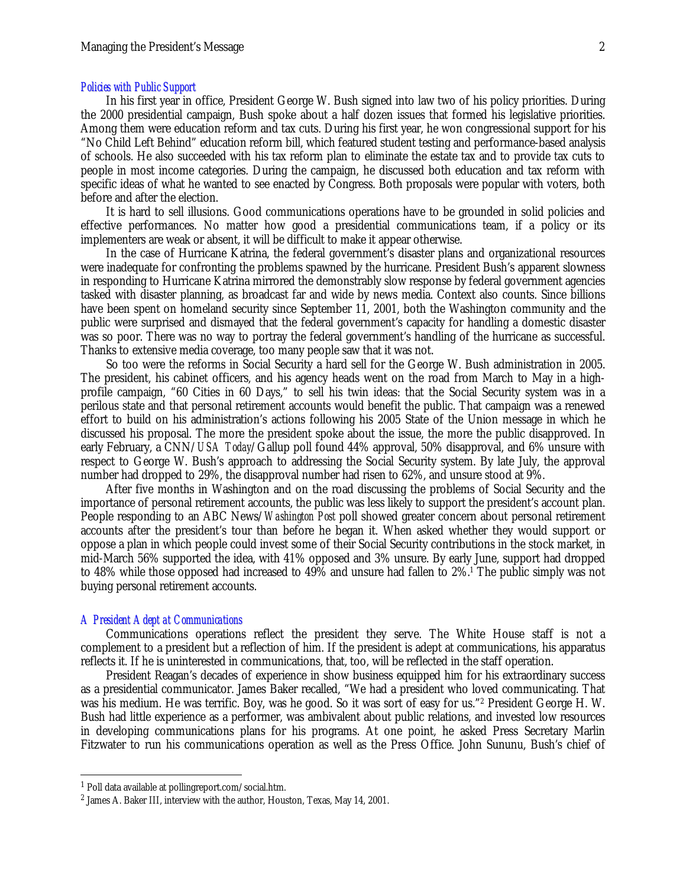### *Policies with Public Support*

In his first year in office, President George W. Bush signed into law two of his policy priorities. During the 2000 presidential campaign, Bush spoke about a half dozen issues that formed his legislative priorities. Among them were education reform and tax cuts. During his first year, he won congressional support for his "No Child Left Behind" education reform bill, which featured student testing and performance-based analysis of schools. He also succeeded with his tax reform plan to eliminate the estate tax and to provide tax cuts to people in most income categories. During the campaign, he discussed both education and tax reform with specific ideas of what he wanted to see enacted by Congress. Both proposals were popular with voters, both before and after the election.

It is hard to sell illusions. Good communications operations have to be grounded in solid policies and effective performances. No matter how good a presidential communications team, if a policy or its implementers are weak or absent, it will be difficult to make it appear otherwise.

In the case of Hurricane Katrina, the federal government's disaster plans and organizational resources were inadequate for confronting the problems spawned by the hurricane. President Bush's apparent slowness in responding to Hurricane Katrina mirrored the demonstrably slow response by federal government agencies tasked with disaster planning, as broadcast far and wide by news media. Context also counts. Since billions have been spent on homeland security since September 11, 2001, both the Washington community and the public were surprised and dismayed that the federal government's capacity for handling a domestic disaster was so poor. There was no way to portray the federal government's handling of the hurricane as successful. Thanks to extensive media coverage, too many people saw that it was not.

So too were the reforms in Social Security a hard sell for the George W. Bush administration in 2005. The president, his cabinet officers, and his agency heads went on the road from March to May in a high-profile campaign, "60 Cities in 60 Days," to sell his twin ideas: that the Social Security system was in a perilous state and that personal retirement accounts would benefit the public. That campaign was a renewed effort to build on his administration's actions following his 2005 State of the Union message in which he discussed his proposal. The more the president spoke about the issue, the more the public disapproved. In early February, a CNN/*USA Today*/Gallup poll found 44% approval, 50% disapproval, and 6% unsure with respect to George W. Bush's approach to addressing the Social Security system. By late July, the approval number had dropped to 29%, the disapproval number had risen to 62%, and unsure stood at 9%.

After five months in Washington and on the road discussing the problems of Social Security and the importance of personal retirement accounts, the public was less likely to support the president's account plan. People responding to an ABC News/*Washington Post* poll showed greater concern about personal retirement accounts after the president's tour than before he began it. When asked whether they would support or oppose a plan in which people could invest some of their Social Security contributions in the stock market, in mid-March 56% supported the idea, with 41% opposed and 3% unsure. By early June, support had dropped to 48% while those opposed had increased to 49% and unsure had fallen to 2%.[1] The public simply was not buying personal retirement accounts.

### *A President Adept at Communications*

Communications operations reflect the president they serve. The White House staff is not a complement to a president but a reflection of him. If the president is adept at communications, his apparatus reflects it. If he is uninterested in communications, that, too, will be reflected in the staff operation.

President Reagan's decades of experience in show business equipped him for his extraordinary success as a presidential communicator. James Baker recalled, "We had a president who loved communicating. That was his medium. He was terrific. Boy, was he good. So it was sort of easy for us."[2] President George H. W. Bush had little experience as a performer, was ambivalent about public relations, and invested low resources in developing communications plans for his programs. At one point, he asked Press Secretary Marlin Fitzwater to run his communications operation as well as the Press Office. John Sununu, Bush's chief of

---

[1] Poll data available at pollingreport.com/social.htm.

[2] James A. Baker III, interview with the author, Houston, Texas, May 14, 2001.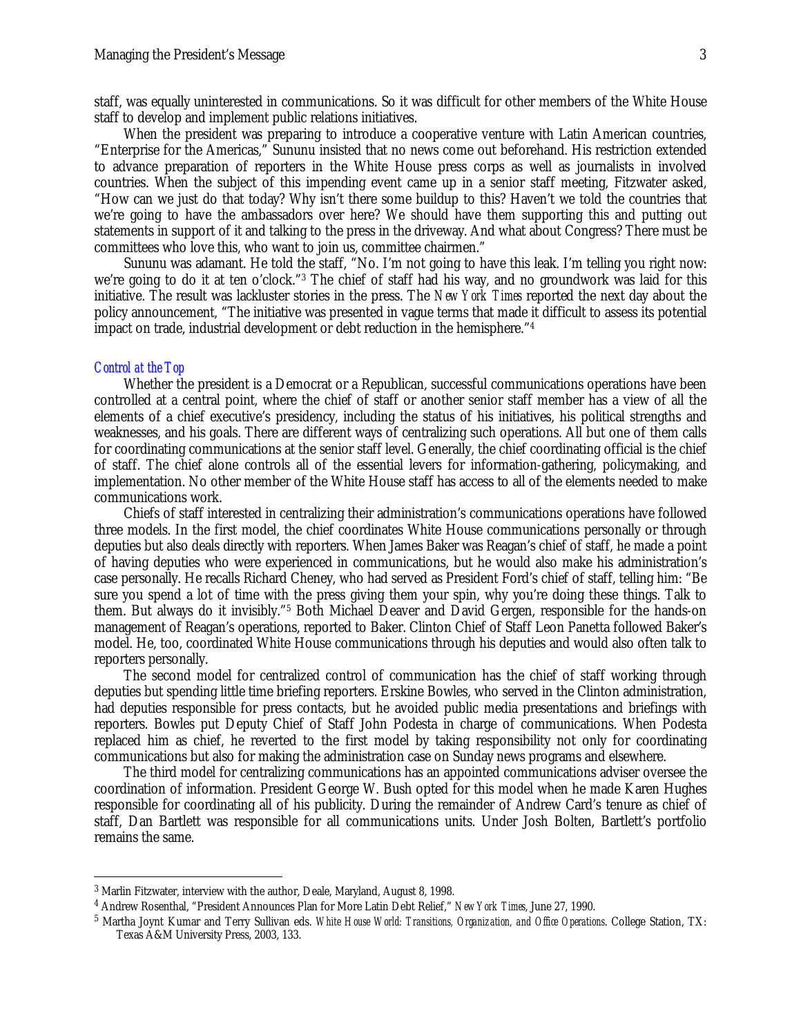staff, was equally uninterested in communications. So it was difficult for other members of the White House staff to develop and implement public relations initiatives.

When the president was preparing to introduce a cooperative venture with Latin American countries, "Enterprise for the Americas," Sununu insisted that no news come out beforehand. His restriction extended to advance preparation of reporters in the White House press corps as well as journalists in involved countries. When the subject of this impending event came up in a senior staff meeting, Fitzwater asked, "How can we just do that today? Why isn't there some buildup to this? Haven't we told the countries that we're going to have the ambassadors over here? We should have them supporting this and putting out statements in support of it and talking to the press in the driveway. And what about Congress? There must be committees who love this, who want to join us, committee chairmen."

Sununu was adamant. He told the staff, "No. I'm not going to have this leak. I'm telling you right now: we're going to do it at ten o'clock."[3] The chief of staff had his way, and no groundwork was laid for this initiative. The result was lackluster stories in the press. The *New York Times* reported the next day about the policy announcement, "The initiative was presented in vague terms that made it difficult to assess its potential impact on trade, industrial development or debt reduction in the hemisphere."[4]

### *Control at the Top*

Whether the president is a Democrat or a Republican, successful communications operations have been controlled at a central point, where the chief of staff or another senior staff member has a view of all the elements of a chief executive's presidency, including the status of his initiatives, his political strengths and weaknesses, and his goals. There are different ways of centralizing such operations. All but one of them calls for coordinating communications at the senior staff level. Generally, the chief coordinating official is the chief of staff. The chief alone controls all of the essential levers for information-gathering, policymaking, and implementation. No other member of the White House staff has access to all of the elements needed to make communications work.

Chiefs of staff interested in centralizing their administration's communications operations have followed three models. In the first model, the chief coordinates White House communications personally or through deputies but also deals directly with reporters. When James Baker was Reagan's chief of staff, he made a point of having deputies who were experienced in communications, but he would also make his administration's case personally. He recalls Richard Cheney, who had served as President Ford's chief of staff, telling him: "Be sure you spend a lot of time with the press giving them your spin, why you're doing these things. Talk to them. But always do it invisibly."[5] Both Michael Deaver and David Gergen, responsible for the hands-on management of Reagan's operations, reported to Baker. Clinton Chief of Staff Leon Panetta followed Baker's model. He, too, coordinated White House communications through his deputies and would also often talk to reporters personally.

The second model for centralized control of communication has the chief of staff working through deputies but spending little time briefing reporters. Erskine Bowles, who served in the Clinton administration, had deputies responsible for press contacts, but he avoided public media presentations and briefings with reporters. Bowles put Deputy Chief of Staff John Podesta in charge of communications. When Podesta replaced him as chief, he reverted to the first model by taking responsibility not only for coordinating communications but also for making the administration case on Sunday news programs and elsewhere.

The third model for centralizing communications has an appointed communications adviser oversee the coordination of information. President George W. Bush opted for this model when he made Karen Hughes responsible for coordinating all of his publicity. During the remainder of Andrew Card's tenure as chief of staff, Dan Bartlett was responsible for all communications units. Under Josh Bolten, Bartlett's portfolio remains the same.

---

[3] Marlin Fitzwater, interview with the author, Deale, Maryland, August 8, 1998.

[4] Andrew Rosenthal, "President Announces Plan for More Latin Debt Relief," *New York Times*, June 27, 1990.

[5] Martha Joynt Kumar and Terry Sullivan eds. *White House World: Transitions, Organization, and Office Operations*. College Station, TX: Texas A&M University Press, 2003, 133.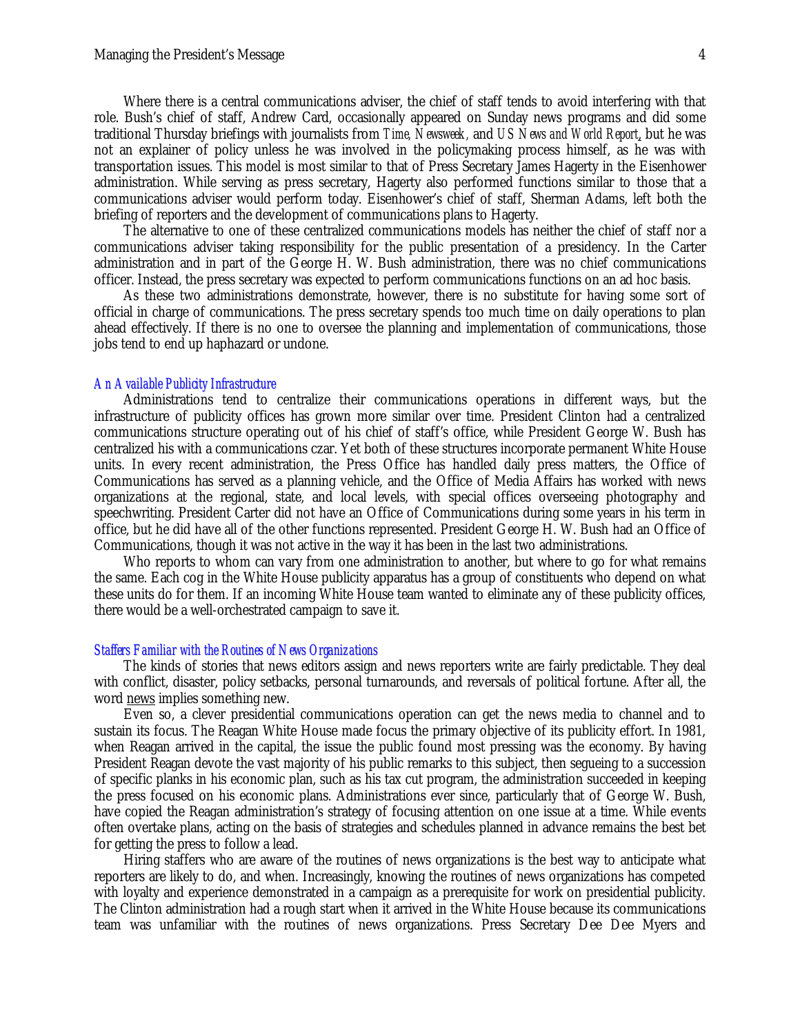Where there is a central communications adviser, the chief of staff tends to avoid interfering with that role. Bush's chief of staff, Andrew Card, occasionally appeared on Sunday news programs and did some traditional Thursday briefings with journalists from *Time, Newsweek,* and *US News and World Report*, but he was not an explainer of policy unless he was involved in the policymaking process himself, as he was with transportation issues. This model is most similar to that of Press Secretary James Hagerty in the Eisenhower administration. While serving as press secretary, Hagerty also performed functions similar to those that a communications adviser would perform today. Eisenhower's chief of staff, Sherman Adams, left both the briefing of reporters and the development of communications plans to Hagerty.

The alternative to one of these centralized communications models has neither the chief of staff nor a communications adviser taking responsibility for the public presentation of a presidency. In the Carter administration and in part of the George H. W. Bush administration, there was no chief communications officer. Instead, the press secretary was expected to perform communications functions on an ad hoc basis.

As these two administrations demonstrate, however, there is no substitute for having some sort of official in charge of communications. The press secretary spends too much time on daily operations to plan ahead effectively. If there is no one to oversee the planning and implementation of communications, those jobs tend to end up haphazard or undone.

### *An Available Publicity Infrastructure*

Administrations tend to centralize their communications operations in different ways, but the infrastructure of publicity offices has grown more similar over time. President Clinton had a centralized communications structure operating out of his chief of staff's office, while President George W. Bush has centralized his with a communications czar. Yet both of these structures incorporate permanent White House units. In every recent administration, the Press Office has handled daily press matters, the Office of Communications has served as a planning vehicle, and the Office of Media Affairs has worked with news organizations at the regional, state, and local levels, with special offices overseeing photography and speechwriting. President Carter did not have an Office of Communications during some years in his term in office, but he did have all of the other functions represented. President George H. W. Bush had an Office of Communications, though it was not active in the way it has been in the last two administrations.

Who reports to whom can vary from one administration to another, but where to go for what remains the same. Each cog in the White House publicity apparatus has a group of constituents who depend on what these units do for them. If an incoming White House team wanted to eliminate any of these publicity offices, there would be a well-orchestrated campaign to save it.

### *Staffers Familiar with the Routines of News Organizations*

The kinds of stories that news editors assign and news reporters write are fairly predictable. They deal with conflict, disaster, policy setbacks, personal turnarounds, and reversals of political fortune. After all, the word news implies something new.

Even so, a clever presidential communications operation can get the news media to channel and to sustain its focus. The Reagan White House made focus the primary objective of its publicity effort. In 1981, when Reagan arrived in the capital, the issue the public found most pressing was the economy. By having President Reagan devote the vast majority of his public remarks to this subject, then segueing to a succession of specific planks in his economic plan, such as his tax cut program, the administration succeeded in keeping the press focused on his economic plans. Administrations ever since, particularly that of George W. Bush, have copied the Reagan administration's strategy of focusing attention on one issue at a time. While events often overtake plans, acting on the basis of strategies and schedules planned in advance remains the best bet for getting the press to follow a lead.

Hiring staffers who are aware of the routines of news organizations is the best way to anticipate what reporters are likely to do, and when. Increasingly, knowing the routines of news organizations has competed with loyalty and experience demonstrated in a campaign as a prerequisite for work on presidential publicity. The Clinton administration had a rough start when it arrived in the White House because its communications team was unfamiliar with the routines of news organizations. Press Secretary Dee Dee Myers and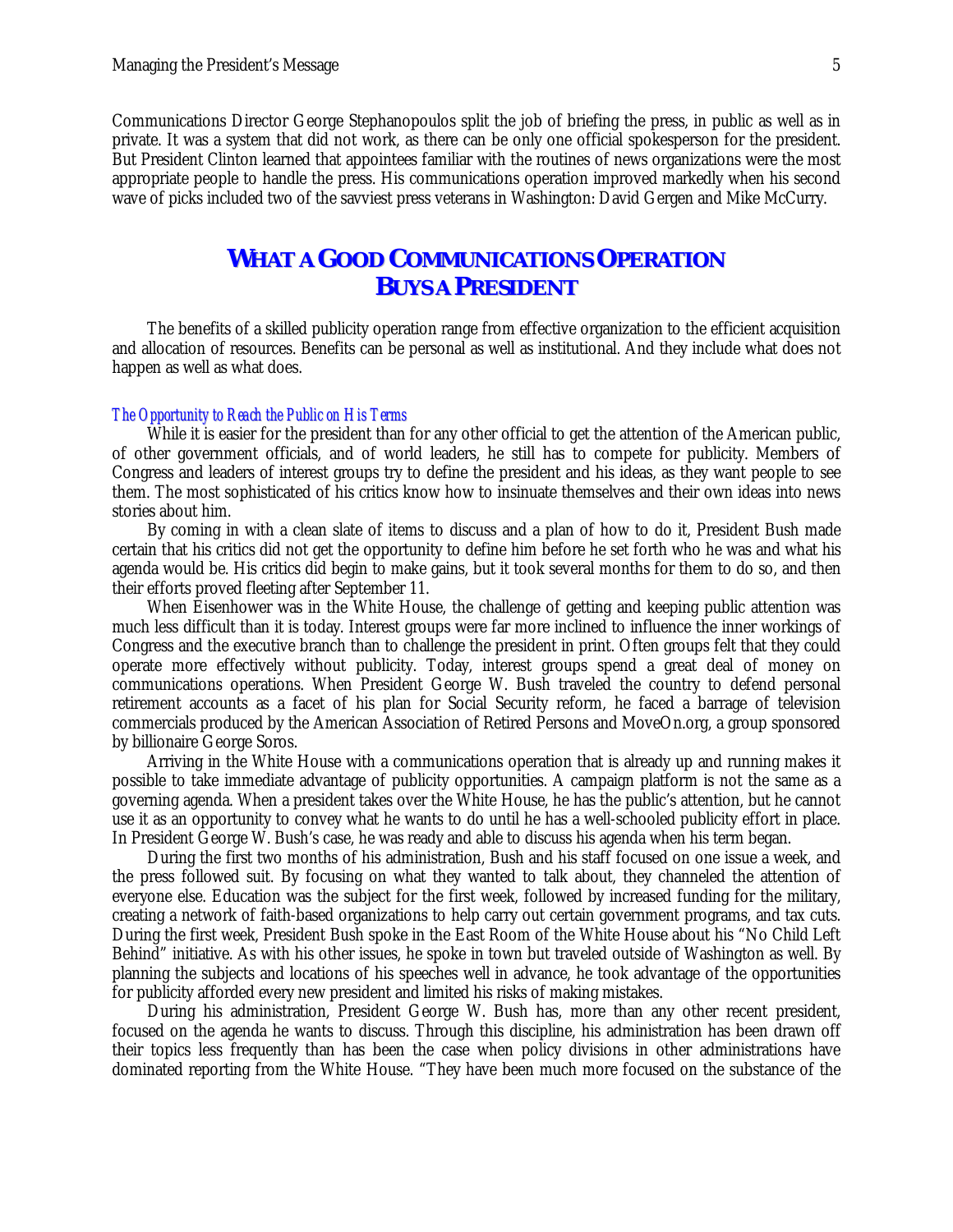Communications Director George Stephanopoulos split the job of briefing the press, in public as well as in private. It was a system that did not work, as there can be only one official spokesperson for the president. But President Clinton learned that appointees familiar with the routines of news organizations were the most appropriate people to handle the press. His communications operation improved markedly when his second wave of picks included two of the savviest press veterans in Washington: David Gergen and Mike McCurry.

## WHAT A GOOD COMMUNICATIONS OPERATION BUYS A PRESIDENT

The benefits of a skilled publicity operation range from effective organization to the efficient acquisition and allocation of resources. Benefits can be personal as well as institutional. And they include what does not happen as well as what does.

### *The Opportunity to Reach the Public on His Terms*

While it is easier for the president than for any other official to get the attention of the American public, of other government officials, and of world leaders, he still has to compete for publicity. Members of Congress and leaders of interest groups try to define the president and his ideas, as they want people to see them. The most sophisticated of his critics know how to insinuate themselves and their own ideas into news stories about him.

By coming in with a clean slate of items to discuss and a plan of how to do it, President Bush made certain that his critics did not get the opportunity to define him before he set forth who he was and what his agenda would be. His critics did begin to make gains, but it took several months for them to do so, and then their efforts proved fleeting after September 11.

When Eisenhower was in the White House, the challenge of getting and keeping public attention was much less difficult than it is today. Interest groups were far more inclined to influence the inner workings of Congress and the executive branch than to challenge the president in print. Often groups felt that they could operate more effectively without publicity. Today, interest groups spend a great deal of money on communications operations. When President George W. Bush traveled the country to defend personal retirement accounts as a facet of his plan for Social Security reform, he faced a barrage of television commercials produced by the American Association of Retired Persons and MoveOn.org, a group sponsored by billionaire George Soros.

Arriving in the White House with a communications operation that is already up and running makes it possible to take immediate advantage of publicity opportunities. A campaign platform is not the same as a governing agenda. When a president takes over the White House, he has the public's attention, but he cannot use it as an opportunity to convey what he wants to do until he has a well-schooled publicity effort in place. In President George W. Bush's case, he was ready and able to discuss his agenda when his term began.

During the first two months of his administration, Bush and his staff focused on one issue a week, and the press followed suit. By focusing on what they wanted to talk about, they channeled the attention of everyone else. Education was the subject for the first week, followed by increased funding for the military, creating a network of faith-based organizations to help carry out certain government programs, and tax cuts. During the first week, President Bush spoke in the East Room of the White House about his "No Child Left Behind" initiative. As with his other issues, he spoke in town but traveled outside of Washington as well. By planning the subjects and locations of his speeches well in advance, he took advantage of the opportunities for publicity afforded every new president and limited his risks of making mistakes.

During his administration, President George W. Bush has, more than any other recent president, focused on the agenda he wants to discuss. Through this discipline, his administration has been drawn off their topics less frequently than has been the case when policy divisions in other administrations have dominated reporting from the White House. "They have been much more focused on the substance of the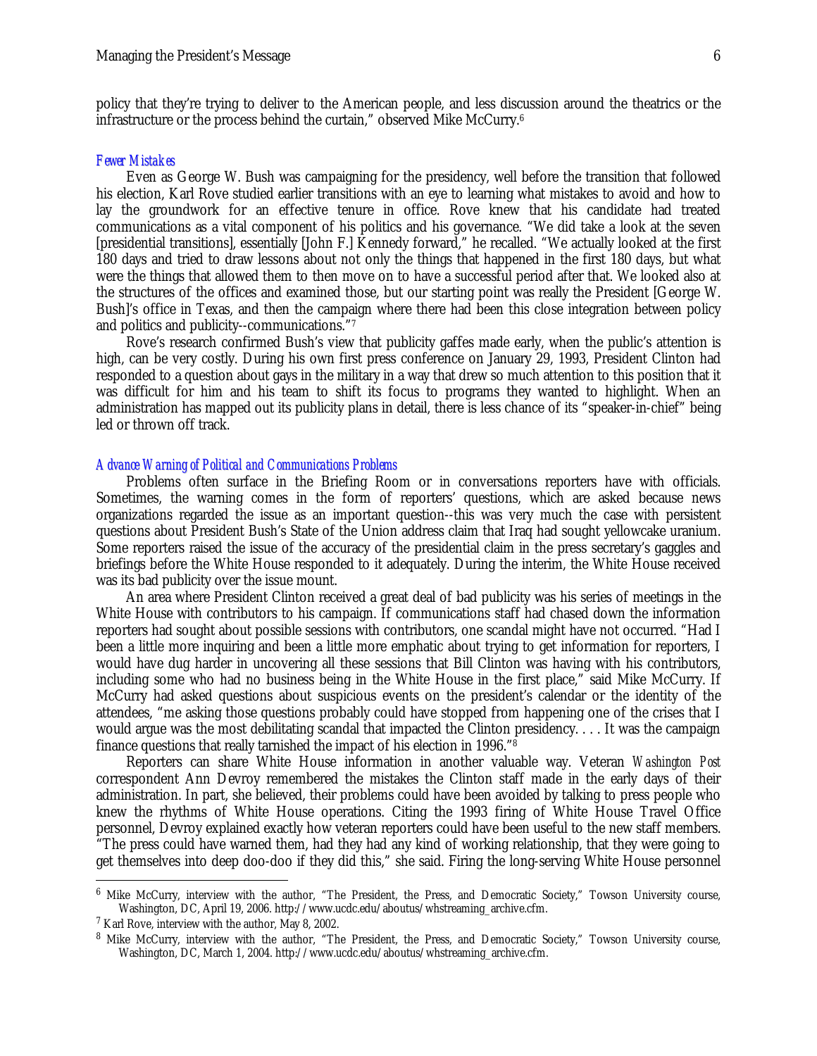policy that they're trying to deliver to the American people, and less discussion around the theatrics or the infrastructure or the process behind the curtain," observed Mike McCurry.[6]

### *Fewer Mistakes*

Even as George W. Bush was campaigning for the presidency, well before the transition that followed his election, Karl Rove studied earlier transitions with an eye to learning what mistakes to avoid and how to lay the groundwork for an effective tenure in office. Rove knew that his candidate had treated communications as a vital component of his politics and his governance. "We did take a look at the seven [presidential transitions], essentially [John F.] Kennedy forward," he recalled. "We actually looked at the first 180 days and tried to draw lessons about not only the things that happened in the first 180 days, but what were the things that allowed them to then move on to have a successful period after that. We looked also at the structures of the offices and examined those, but our starting point was really the President [George W. Bush]'s office in Texas, and then the campaign where there had been this close integration between policy and politics and publicity--communications."[7]

Rove's research confirmed Bush's view that publicity gaffes made early, when the public's attention is high, can be very costly. During his own first press conference on January 29, 1993, President Clinton had responded to a question about gays in the military in a way that drew so much attention to this position that it was difficult for him and his team to shift its focus to programs they wanted to highlight. When an administration has mapped out its publicity plans in detail, there is less chance of its "speaker-in-chief" being led or thrown off track.

### *Advance Warning of Political and Communications Problems*

Problems often surface in the Briefing Room or in conversations reporters have with officials. Sometimes, the warning comes in the form of reporters' questions, which are asked because news organizations regarded the issue as an important question--this was very much the case with persistent questions about President Bush's State of the Union address claim that Iraq had sought yellowcake uranium. Some reporters raised the issue of the accuracy of the presidential claim in the press secretary's gaggles and briefings before the White House responded to it adequately. During the interim, the White House received was its bad publicity over the issue mount.

An area where President Clinton received a great deal of bad publicity was his series of meetings in the White House with contributors to his campaign. If communications staff had chased down the information reporters had sought about possible sessions with contributors, one scandal might have not occurred. "Had I been a little more inquiring and been a little more emphatic about trying to get information for reporters, I would have dug harder in uncovering all these sessions that Bill Clinton was having with his contributors, including some who had no business being in the White House in the first place," said Mike McCurry. If McCurry had asked questions about suspicious events on the president's calendar or the identity of the attendees, "me asking those questions probably could have stopped from happening one of the crises that I would argue was the most debilitating scandal that impacted the Clinton presidency. . . . It was the campaign finance questions that really tarnished the impact of his election in 1996."[8]

Reporters can share White House information in another valuable way. Veteran *Washington Post* correspondent Ann Devroy remembered the mistakes the Clinton staff made in the early days of their administration. In part, she believed, their problems could have been avoided by talking to press people who knew the rhythms of White House operations. Citing the 1993 firing of White House Travel Office personnel, Devroy explained exactly how veteran reporters could have been useful to the new staff members. "The press could have warned them, had they had any kind of working relationship, that they were going to get themselves into deep doo-doo if they did this," she said. Firing the long-serving White House personnel

---

[6] Mike McCurry, interview with the author, "The President, the Press, and Democratic Society," Towson University course, Washington, DC, April 19, 2006. http://www.ucdc.edu/aboutus/whstreaming_archive.cfm.

[7] Karl Rove, interview with the author, May 8, 2002.

[8] Mike McCurry, interview with the author, "The President, the Press, and Democratic Society," Towson University course, Washington, DC, March 1, 2004. http://www.ucdc.edu/aboutus/whstreaming_archive.cfm.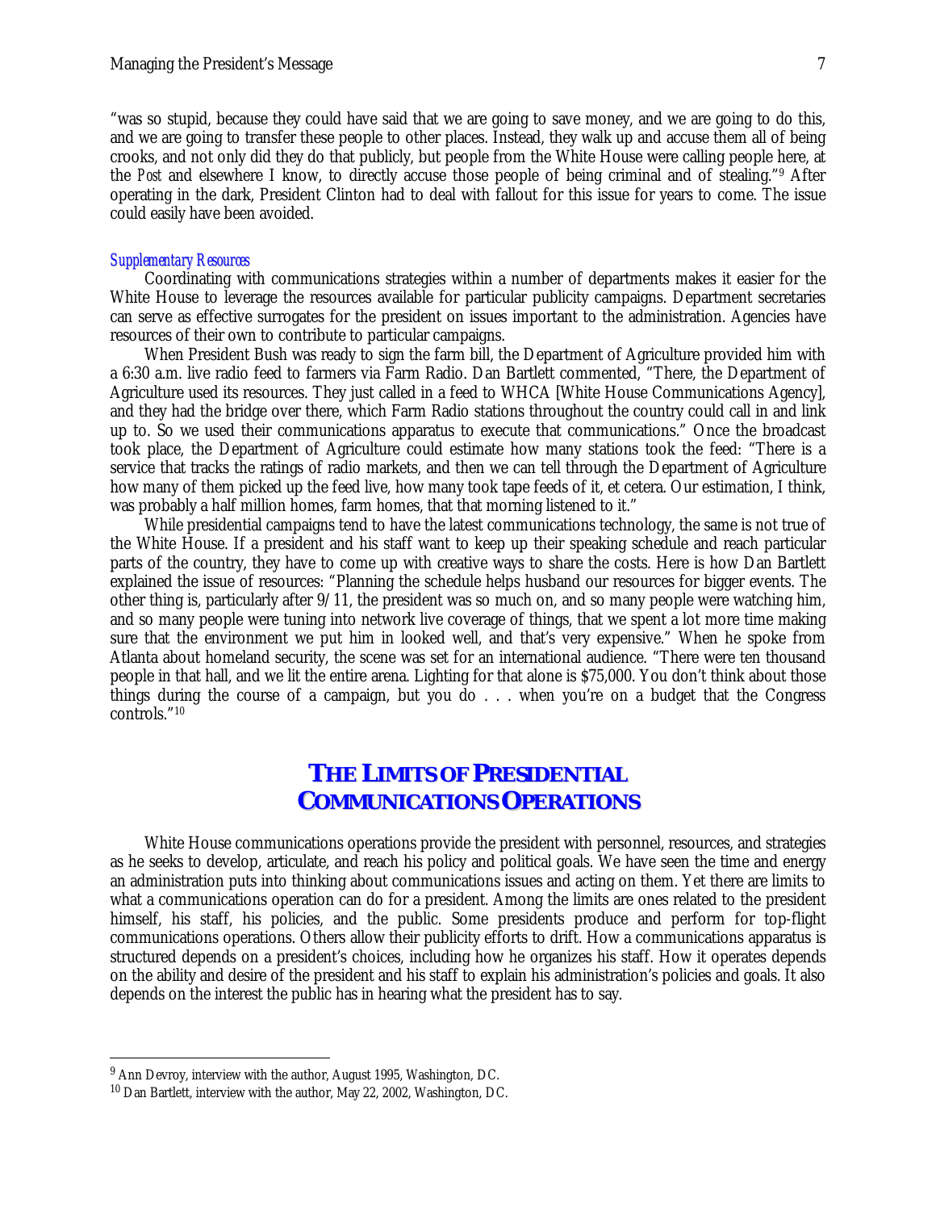"was so stupid, because they could have said that we are going to save money, and we are going to do this, and we are going to transfer these people to other places. Instead, they walk up and accuse them all of being crooks, and not only did they do that publicly, but people from the White House were calling people here, at the *Post* and elsewhere I know, to directly accuse those people of being criminal and of stealing."[9] After operating in the dark, President Clinton had to deal with fallout for this issue for years to come. The issue could easily have been avoided.

### *Supplementary Resources*

Coordinating with communications strategies within a number of departments makes it easier for the White House to leverage the resources available for particular publicity campaigns. Department secretaries can serve as effective surrogates for the president on issues important to the administration. Agencies have resources of their own to contribute to particular campaigns.

When President Bush was ready to sign the farm bill, the Department of Agriculture provided him with a 6:30 a.m. live radio feed to farmers via Farm Radio. Dan Bartlett commented, "There, the Department of Agriculture used its resources. They just called in a feed to WHCA [White House Communications Agency], and they had the bridge over there, which Farm Radio stations throughout the country could call in and link up to. So we used their communications apparatus to execute that communications." Once the broadcast took place, the Department of Agriculture could estimate how many stations took the feed: "There is a service that tracks the ratings of radio markets, and then we can tell through the Department of Agriculture how many of them picked up the feed live, how many took tape feeds of it, et cetera. Our estimation, I think, was probably a half million homes, farm homes, that that morning listened to it."

While presidential campaigns tend to have the latest communications technology, the same is not true of the White House. If a president and his staff want to keep up their speaking schedule and reach particular parts of the country, they have to come up with creative ways to share the costs. Here is how Dan Bartlett explained the issue of resources: "Planning the schedule helps husband our resources for bigger events. The other thing is, particularly after 9/11, the president was so much on, and so many people were watching him, and so many people were tuning into network live coverage of things, that we spent a lot more time making sure that the environment we put him in looked well, and that's very expensive." When he spoke from Atlanta about homeland security, the scene was set for an international audience. "There were ten thousand people in that hall, and we lit the entire arena. Lighting for that alone is $75,000. You don't think about those things during the course of a campaign, but you do . . . when you're on a budget that the Congress controls."[10]

## THE LIMITS OF PRESIDENTIAL COMMUNICATIONS OPERATIONS

White House communications operations provide the president with personnel, resources, and strategies as he seeks to develop, articulate, and reach his policy and political goals. We have seen the time and energy an administration puts into thinking about communications issues and acting on them. Yet there are limits to what a communications operation can do for a president. Among the limits are ones related to the president himself, his staff, his policies, and the public. Some presidents produce and perform for top-flight communications operations. Others allow their publicity efforts to drift. How a communications apparatus is structured depends on a president's choices, including how he organizes his staff. How it operates depends on the ability and desire of the president and his staff to explain his administration's policies and goals. It also depends on the interest the public has in hearing what the president has to say.

---

[9] Ann Devroy, interview with the author, August 1995, Washington, DC.

[10] Dan Bartlett, interview with the author, May 22, 2002, Washington, DC.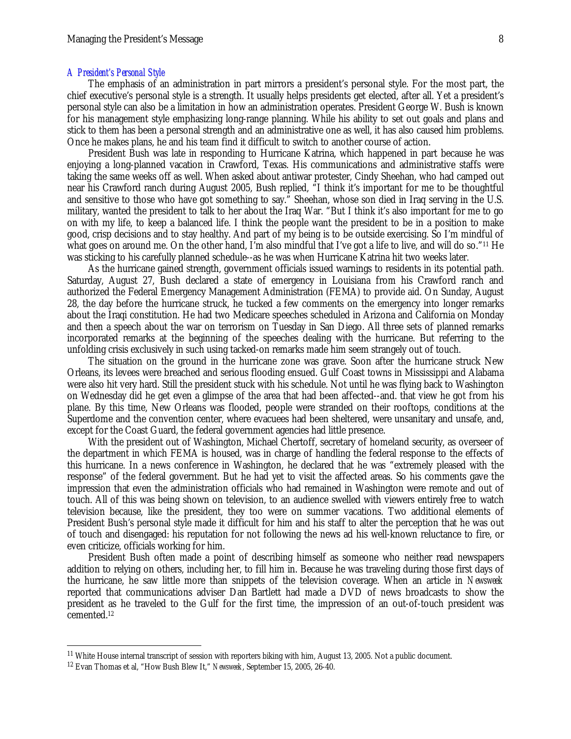### *A President's Personal Style*

The emphasis of an administration in part mirrors a president's personal style. For the most part, the chief executive's personal style is a strength. It usually helps presidents get elected, after all. Yet a president's personal style can also be a limitation in how an administration operates. President George W. Bush is known for his management style emphasizing long-range planning. While his ability to set out goals and plans and stick to them has been a personal strength and an administrative one as well, it has also caused him problems. Once he makes plans, he and his team find it difficult to switch to another course of action.

President Bush was late in responding to Hurricane Katrina, which happened in part because he was enjoying a long-planned vacation in Crawford, Texas. His communications and administrative staffs were taking the same weeks off as well. When asked about antiwar protester, Cindy Sheehan, who had camped out near his Crawford ranch during August 2005, Bush replied, "I think it's important for me to be thoughtful and sensitive to those who have got something to say." Sheehan, whose son died in Iraq serving in the U.S. military, wanted the president to talk to her about the Iraq War. "But I think it's also important for me to go on with my life, to keep a balanced life. I think the people want the president to be in a position to make good, crisp decisions and to stay healthy. And part of my being is to be outside exercising. So I'm mindful of what goes on around me. On the other hand, I'm also mindful that I've got a life to live, and will do so."[11] He was sticking to his carefully planned schedule--as he was when Hurricane Katrina hit two weeks later.

As the hurricane gained strength, government officials issued warnings to residents in its potential path. Saturday, August 27, Bush declared a state of emergency in Louisiana from his Crawford ranch and authorized the Federal Emergency Management Administration (FEMA) to provide aid. On Sunday, August 28, the day before the hurricane struck, he tucked a few comments on the emergency into longer remarks about the Iraqi constitution. He had two Medicare speeches scheduled in Arizona and California on Monday and then a speech about the war on terrorism on Tuesday in San Diego. All three sets of planned remarks incorporated remarks at the beginning of the speeches dealing with the hurricane. But referring to the unfolding crisis exclusively in such using tacked-on remarks made him seem strangely out of touch.

The situation on the ground in the hurricane zone was grave. Soon after the hurricane struck New Orleans, its levees were breached and serious flooding ensued. Gulf Coast towns in Mississippi and Alabama were also hit very hard. Still the president stuck with his schedule. Not until he was flying back to Washington on Wednesday did he get even a glimpse of the area that had been affected--and. that view he got from his plane. By this time, New Orleans was flooded, people were stranded on their rooftops, conditions at the Superdome and the convention center, where evacuees had been sheltered, were unsanitary and unsafe, and, except for the Coast Guard, the federal government agencies had little presence.

With the president out of Washington, Michael Chertoff, secretary of homeland security, as overseer of the department in which FEMA is housed, was in charge of handling the federal response to the effects of this hurricane. In a news conference in Washington, he declared that he was "extremely pleased with the response" of the federal government. But he had yet to visit the affected areas. So his comments gave the impression that even the administration officials who had remained in Washington were remote and out of touch. All of this was being shown on television, to an audience swelled with viewers entirely free to watch television because, like the president, they too were on summer vacations. Two additional elements of President Bush's personal style made it difficult for him and his staff to alter the perception that he was out of touch and disengaged: his reputation for not following the news ad his well-known reluctance to fire, or even criticize, officials working for him.

President Bush often made a point of describing himself as someone who neither read newspapers addition to relying on others, including her, to fill him in. Because he was traveling during those first days of the hurricane, he saw little more than snippets of the television coverage. When an article in *Newsweek* reported that communications adviser Dan Bartlett had made a DVD of news broadcasts to show the president as he traveled to the Gulf for the first time, the impression of an out-of-touch president was cemented.[12]

---

[11] White House internal transcript of session with reporters biking with him, August 13, 2005. Not a public document.

[12] Evan Thomas et al, "How Bush Blew It," *Newsweek*, September 15, 2005, 26-40.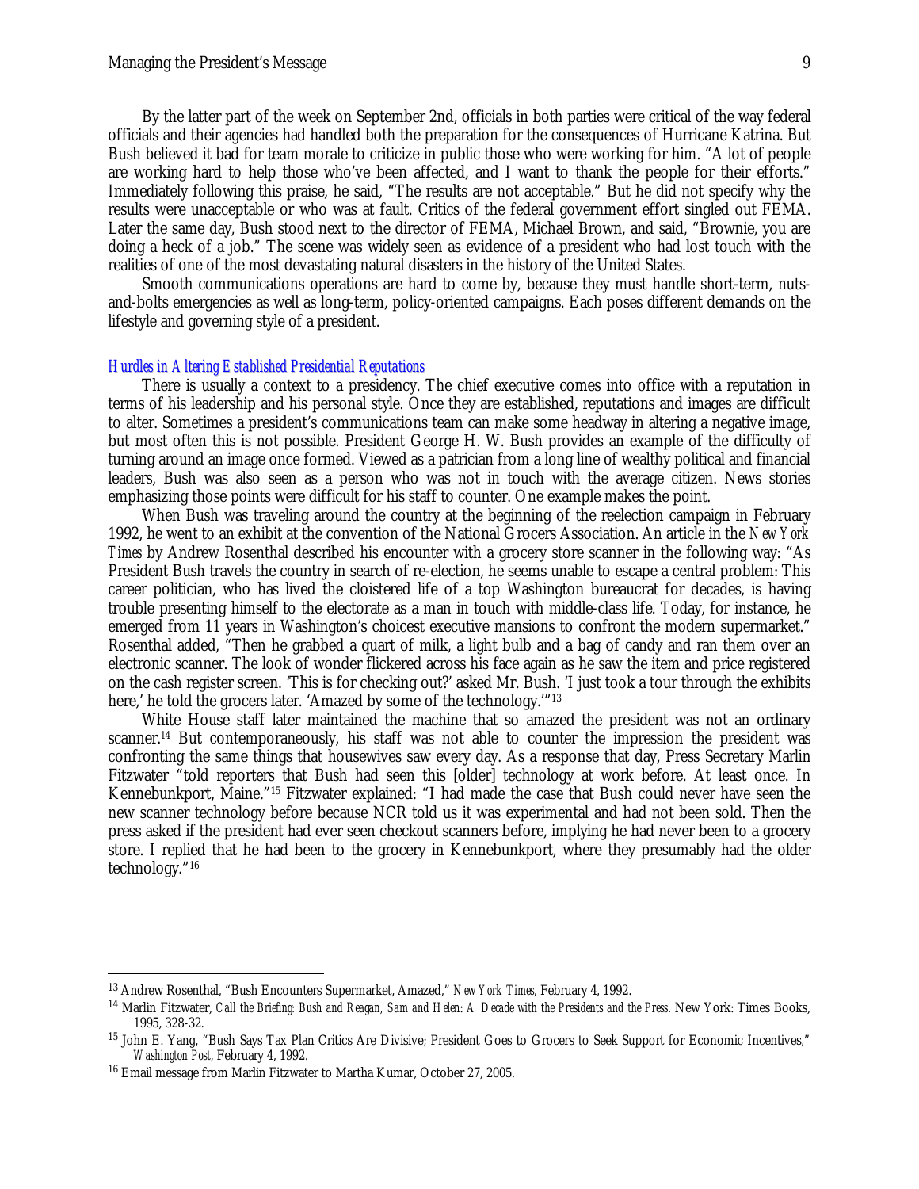By the latter part of the week on September 2nd, officials in both parties were critical of the way federal officials and their agencies had handled both the preparation for the consequences of Hurricane Katrina. But Bush believed it bad for team morale to criticize in public those who were working for him. "A lot of people are working hard to help those who've been affected, and I want to thank the people for their efforts." Immediately following this praise, he said, "The results are not acceptable." But he did not specify why the results were unacceptable or who was at fault. Critics of the federal government effort singled out FEMA. Later the same day, Bush stood next to the director of FEMA, Michael Brown, and said, "Brownie, you are doing a heck of a job." The scene was widely seen as evidence of a president who had lost touch with the realities of one of the most devastating natural disasters in the history of the United States.

Smooth communications operations are hard to come by, because they must handle short-term, nuts-and-bolts emergencies as well as long-term, policy-oriented campaigns. Each poses different demands on the lifestyle and governing style of a president.

### *Hurdles in Altering Established Presidential Reputations*

There is usually a context to a presidency. The chief executive comes into office with a reputation in terms of his leadership and his personal style. Once they are established, reputations and images are difficult to alter. Sometimes a president's communications team can make some headway in altering a negative image, but most often this is not possible. President George H. W. Bush provides an example of the difficulty of turning around an image once formed. Viewed as a patrician from a long line of wealthy political and financial leaders, Bush was also seen as a person who was not in touch with the average citizen. News stories emphasizing those points were difficult for his staff to counter. One example makes the point.

When Bush was traveling around the country at the beginning of the reelection campaign in February 1992, he went to an exhibit at the convention of the National Grocers Association. An article in the *New York Times* by Andrew Rosenthal described his encounter with a grocery store scanner in the following way: "As President Bush travels the country in search of re-election, he seems unable to escape a central problem: This career politician, who has lived the cloistered life of a top Washington bureaucrat for decades, is having trouble presenting himself to the electorate as a man in touch with middle-class life. Today, for instance, he emerged from 11 years in Washington's choicest executive mansions to confront the modern supermarket." Rosenthal added, "Then he grabbed a quart of milk, a light bulb and a bag of candy and ran them over an electronic scanner. The look of wonder flickered across his face again as he saw the item and price registered on the cash register screen. 'This is for checking out?' asked Mr. Bush. 'I just took a tour through the exhibits here,' he told the grocers later. 'Amazed by some of the technology.'"[13]

White House staff later maintained the machine that so amazed the president was not an ordinary scanner.[14] But contemporaneously, his staff was not able to counter the impression the president was confronting the same things that housewives saw every day. As a response that day, Press Secretary Marlin Fitzwater "told reporters that Bush had seen this [older] technology at work before. At least once. In Kennebunkport, Maine."[15] Fitzwater explained: "I had made the case that Bush could never have seen the new scanner technology before because NCR told us it was experimental and had not been sold. Then the press asked if the president had ever seen checkout scanners before, implying he had never been to a grocery store. I replied that he had been to the grocery in Kennebunkport, where they presumably had the older technology."[16]

---

[13] Andrew Rosenthal, "Bush Encounters Supermarket, Amazed," *New York Times*, February 4, 1992.

[14] Marlin Fitzwater, *Call the Briefing: Bush and Reagan, Sam and Helen: A Decade with the Presidents and the Press*. New York: Times Books, 1995, 328-32.

[15] John E. Yang, "Bush Says Tax Plan Critics Are Divisive; President Goes to Grocers to Seek Support for Economic Incentives," *Washington Post*, February 4, 1992.

[16] Email message from Marlin Fitzwater to Martha Kumar, October 27, 2005.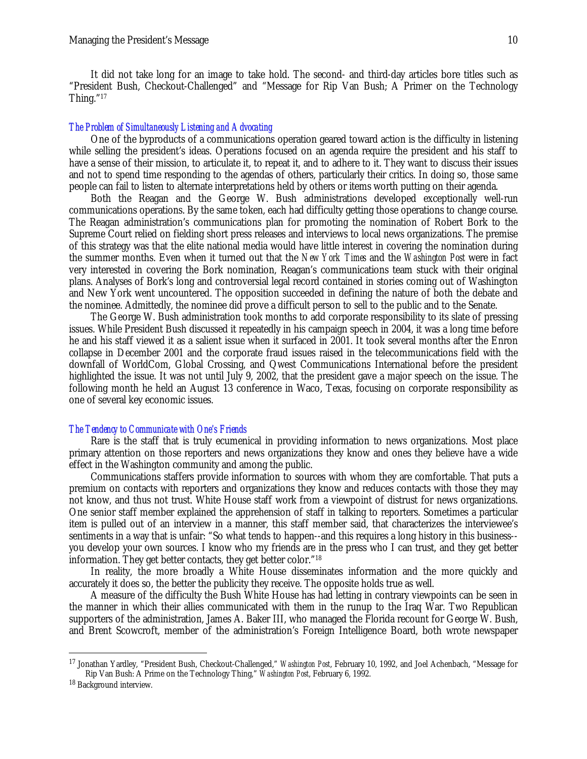It did not take long for an image to take hold. The second- and third-day articles bore titles such as "President Bush, Checkout-Challenged" and "Message for Rip Van Bush; A Primer on the Technology Thing."[17]

### *The Problem of Simultaneously Listening and Advocating*

One of the byproducts of a communications operation geared toward action is the difficulty in listening while selling the president's ideas. Operations focused on an agenda require the president and his staff to have a sense of their mission, to articulate it, to repeat it, and to adhere to it. They want to discuss their issues and not to spend time responding to the agendas of others, particularly their critics. In doing so, those same people can fail to listen to alternate interpretations held by others or items worth putting on their agenda.

Both the Reagan and the George W. Bush administrations developed exceptionally well-run communications operations. By the same token, each had difficulty getting those operations to change course. The Reagan administration's communications plan for promoting the nomination of Robert Bork to the Supreme Court relied on fielding short press releases and interviews to local news organizations. The premise of this strategy was that the elite national media would have little interest in covering the nomination during the summer months. Even when it turned out that the *New York Times* and the *Washington Post* were in fact very interested in covering the Bork nomination, Reagan's communications team stuck with their original plans. Analyses of Bork's long and controversial legal record contained in stories coming out of Washington and New York went uncountered. The opposition succeeded in defining the nature of both the debate and the nominee. Admittedly, the nominee did prove a difficult person to sell to the public and to the Senate.

The George W. Bush administration took months to add corporate responsibility to its slate of pressing issues. While President Bush discussed it repeatedly in his campaign speech in 2004, it was a long time before he and his staff viewed it as a salient issue when it surfaced in 2001. It took several months after the Enron collapse in December 2001 and the corporate fraud issues raised in the telecommunications field with the downfall of WorldCom, Global Crossing, and Qwest Communications International before the president highlighted the issue. It was not until July 9, 2002, that the president gave a major speech on the issue. The following month he held an August 13 conference in Waco, Texas, focusing on corporate responsibility as one of several key economic issues.

### *The Tendency to Communicate with One's Friends*

Rare is the staff that is truly ecumenical in providing information to news organizations. Most place primary attention on those reporters and news organizations they know and ones they believe have a wide effect in the Washington community and among the public.

Communications staffers provide information to sources with whom they are comfortable. That puts a premium on contacts with reporters and organizations they know and reduces contacts with those they may not know, and thus not trust. White House staff work from a viewpoint of distrust for news organizations. One senior staff member explained the apprehension of staff in talking to reporters. Sometimes a particular item is pulled out of an interview in a manner, this staff member said, that characterizes the interviewee's sentiments in a way that is unfair: "So what tends to happen--and this requires a long history in this business--you develop your own sources. I know who my friends are in the press who I can trust, and they get better information. They get better contacts, they get better color."[18]

In reality, the more broadly a White House disseminates information and the more quickly and accurately it does so, the better the publicity they receive. The opposite holds true as well.

A measure of the difficulty the Bush White House has had letting in contrary viewpoints can be seen in the manner in which their allies communicated with them in the runup to the Iraq War. Two Republican supporters of the administration, James A. Baker III, who managed the Florida recount for George W. Bush, and Brent Scowcroft, member of the administration's Foreign Intelligence Board, both wrote newspaper

---

[17] Jonathan Yardley, "President Bush, Checkout-Challenged," *Washington Post*, February 10, 1992, and Joel Achenbach, "Message for Rip Van Bush: A Prime on the Technology Thing," *Washington Post*, February 6, 1992.

[18] Background interview.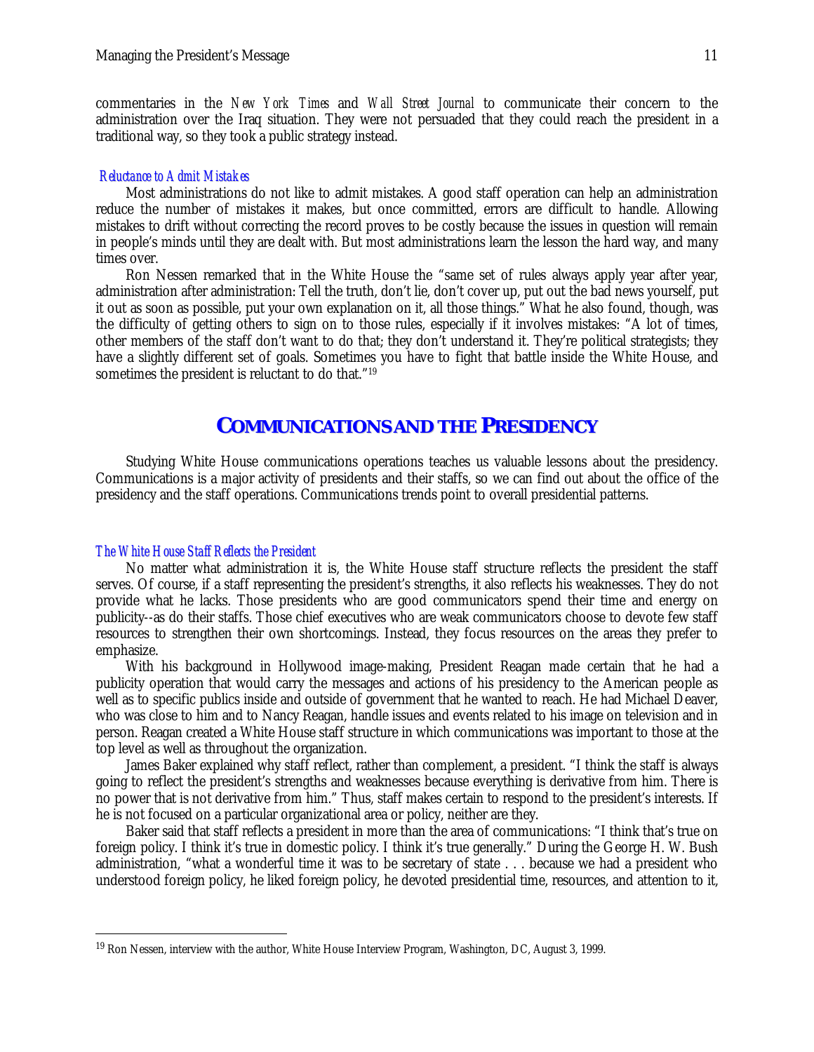commentaries in the *New York Times* and *Wall Street Journal* to communicate their concern to the administration over the Iraq situation. They were not persuaded that they could reach the president in a traditional way, so they took a public strategy instead.

### *Reluctance to Admit Mistakes*

Most administrations do not like to admit mistakes. A good staff operation can help an administration reduce the number of mistakes it makes, but once committed, errors are difficult to handle. Allowing mistakes to drift without correcting the record proves to be costly because the issues in question will remain in people's minds until they are dealt with. But most administrations learn the lesson the hard way, and many times over.

Ron Nessen remarked that in the White House the "same set of rules always apply year after year, administration after administration: Tell the truth, don't lie, don't cover up, put out the bad news yourself, put it out as soon as possible, put your own explanation on it, all those things." What he also found, though, was the difficulty of getting others to sign on to those rules, especially if it involves mistakes: "A lot of times, other members of the staff don't want to do that; they don't understand it. They're political strategists; they have a slightly different set of goals. Sometimes you have to fight that battle inside the White House, and sometimes the president is reluctant to do that."[19]

## COMMUNICATIONS AND THE PRESIDENCY

Studying White House communications operations teaches us valuable lessons about the presidency. Communications is a major activity of presidents and their staffs, so we can find out about the office of the presidency and the staff operations. Communications trends point to overall presidential patterns.

### *The White House Staff Reflects the President*

No matter what administration it is, the White House staff structure reflects the president the staff serves. Of course, if a staff representing the president's strengths, it also reflects his weaknesses. They do not provide what he lacks. Those presidents who are good communicators spend their time and energy on publicity--as do their staffs. Those chief executives who are weak communicators choose to devote few staff resources to strengthen their own shortcomings. Instead, they focus resources on the areas they prefer to emphasize.

With his background in Hollywood image-making, President Reagan made certain that he had a publicity operation that would carry the messages and actions of his presidency to the American people as well as to specific publics inside and outside of government that he wanted to reach. He had Michael Deaver, who was close to him and to Nancy Reagan, handle issues and events related to his image on television and in person. Reagan created a White House staff structure in which communications was important to those at the top level as well as throughout the organization.

James Baker explained why staff reflect, rather than complement, a president. "I think the staff is always going to reflect the president's strengths and weaknesses because everything is derivative from him. There is no power that is not derivative from him." Thus, staff makes certain to respond to the president's interests. If he is not focused on a particular organizational area or policy, neither are they.

Baker said that staff reflects a president in more than the area of communications: "I think that's true on foreign policy. I think it's true in domestic policy. I think it's true generally." During the George H. W. Bush administration, "what a wonderful time it was to be secretary of state . . . because we had a president who understood foreign policy, he liked foreign policy, he devoted presidential time, resources, and attention to it,

---

[19] Ron Nessen, interview with the author, White House Interview Program, Washington, DC, August 3, 1999.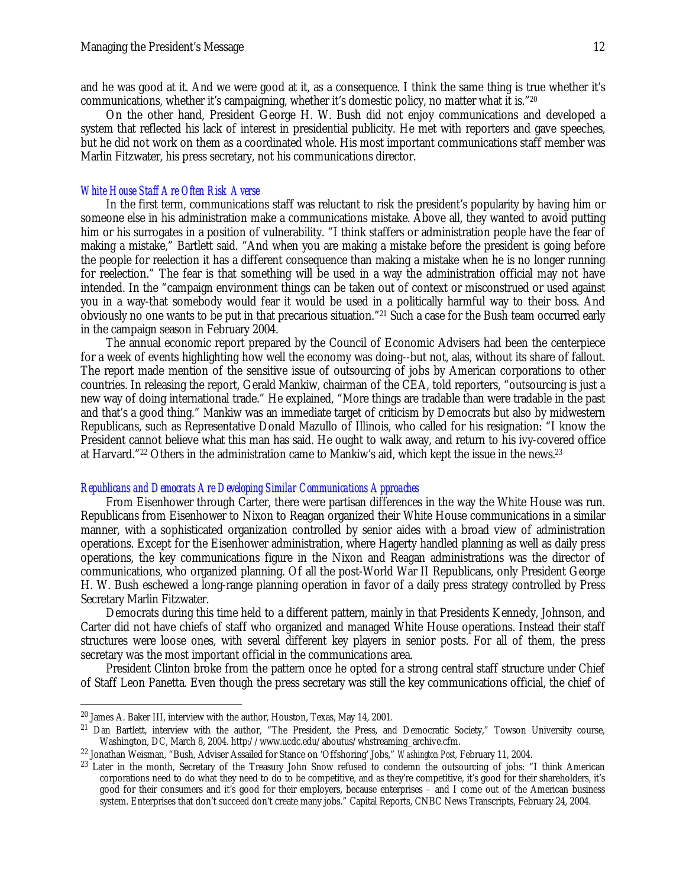and he was good at it. And we were good at it, as a consequence. I think the same thing is true whether it's communications, whether it's campaigning, whether it's domestic policy, no matter what it is."[20]

On the other hand, President George H. W. Bush did not enjoy communications and developed a system that reflected his lack of interest in presidential publicity. He met with reporters and gave speeches, but he did not work on them as a coordinated whole. His most important communications staff member was Marlin Fitzwater, his press secretary, not his communications director.

### *White House Staff Are Often Risk Averse*

In the first term, communications staff was reluctant to risk the president's popularity by having him or someone else in his administration make a communications mistake. Above all, they wanted to avoid putting him or his surrogates in a position of vulnerability. "I think staffers or administration people have the fear of making a mistake," Bartlett said. "And when you are making a mistake before the president is going before the people for reelection it has a different consequence than making a mistake when he is no longer running for reelection." The fear is that something will be used in a way the administration official may not have intended. In the "campaign environment things can be taken out of context or misconstrued or used against you in a way-that somebody would fear it would be used in a politically harmful way to their boss. And obviously no one wants to be put in that precarious situation."[21] Such a case for the Bush team occurred early in the campaign season in February 2004.

The annual economic report prepared by the Council of Economic Advisers had been the centerpiece for a week of events highlighting how well the economy was doing--but not, alas, without its share of fallout. The report made mention of the sensitive issue of outsourcing of jobs by American corporations to other countries. In releasing the report, Gerald Mankiw, chairman of the CEA, told reporters, "outsourcing is just a new way of doing international trade." He explained, "More things are tradable than were tradable in the past and that's a good thing." Mankiw was an immediate target of criticism by Democrats but also by midwestern Republicans, such as Representative Donald Mazullo of Illinois, who called for his resignation: "I know the President cannot believe what this man has said. He ought to walk away, and return to his ivy-covered office at Harvard."[22] Others in the administration came to Mankiw's aid, which kept the issue in the news.[23]

### *Republicans and Democrats Are Developing Similar Communications Approaches*

From Eisenhower through Carter, there were partisan differences in the way the White House was run. Republicans from Eisenhower to Nixon to Reagan organized their White House communications in a similar manner, with a sophisticated organization controlled by senior aides with a broad view of administration operations. Except for the Eisenhower administration, where Hagerty handled planning as well as daily press operations, the key communications figure in the Nixon and Reagan administrations was the director of communications, who organized planning. Of all the post-World War II Republicans, only President George H. W. Bush eschewed a long-range planning operation in favor of a daily press strategy controlled by Press Secretary Marlin Fitzwater.

Democrats during this time held to a different pattern, mainly in that Presidents Kennedy, Johnson, and Carter did not have chiefs of staff who organized and managed White House operations. Instead their staff structures were loose ones, with several different key players in senior posts. For all of them, the press secretary was the most important official in the communications area.

President Clinton broke from the pattern once he opted for a strong central staff structure under Chief of Staff Leon Panetta. Even though the press secretary was still the key communications official, the chief of

---

[20] James A. Baker III, interview with the author, Houston, Texas, May 14, 2001.

[21] Dan Bartlett, interview with the author, "The President, the Press, and Democratic Society," Towson University course, Washington, DC, March 8, 2004. http://www.ucdc.edu/aboutus/whstreaming_archive.cfm.

[22] Jonathan Weisman, "Bush, Adviser Assailed for Stance on 'Offshoring' Jobs," *Washington Post*, February 11, 2004.

[23] Later in the month, Secretary of the Treasury John Snow refused to condemn the outsourcing of jobs: "I think American corporations need to do what they need to do to be competitive, and as they're competitive, it's good for their shareholders, it's good for their consumers and it's good for their employers, because enterprises – and I come out of the American business system. Enterprises that don't succeed don't create many jobs." Capital Reports, CNBC News Transcripts, February 24, 2004.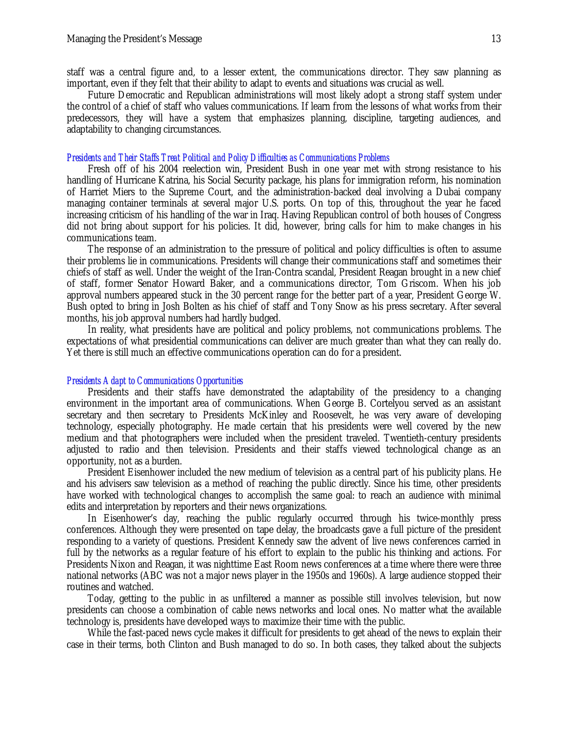staff was a central figure and, to a lesser extent, the communications director. They saw planning as important, even if they felt that their ability to adapt to events and situations was crucial as well.

Future Democratic and Republican administrations will most likely adopt a strong staff system under the control of a chief of staff who values communications. If learn from the lessons of what works from their predecessors, they will have a system that emphasizes planning, discipline, targeting audiences, and adaptability to changing circumstances.

### *Presidents and Their Staffs Treat Political and Policy Difficulties as Communications Problems*

Fresh off of his 2004 reelection win, President Bush in one year met with strong resistance to his handling of Hurricane Katrina, his Social Security package, his plans for immigration reform, his nomination of Harriet Miers to the Supreme Court, and the administration-backed deal involving a Dubai company managing container terminals at several major U.S. ports. On top of this, throughout the year he faced increasing criticism of his handling of the war in Iraq. Having Republican control of both houses of Congress did not bring about support for his policies. It did, however, bring calls for him to make changes in his communications team.

The response of an administration to the pressure of political and policy difficulties is often to assume their problems lie in communications. Presidents will change their communications staff and sometimes their chiefs of staff as well. Under the weight of the Iran-Contra scandal, President Reagan brought in a new chief of staff, former Senator Howard Baker, and a communications director, Tom Griscom. When his job approval numbers appeared stuck in the 30 percent range for the better part of a year, President George W. Bush opted to bring in Josh Bolten as his chief of staff and Tony Snow as his press secretary. After several months, his job approval numbers had hardly budged.

In reality, what presidents have are political and policy problems, not communications problems. The expectations of what presidential communications can deliver are much greater than what they can really do. Yet there is still much an effective communications operation can do for a president.

### *Presidents Adapt to Communications Opportunities*

Presidents and their staffs have demonstrated the adaptability of the presidency to a changing environment in the important area of communications. When George B. Cortelyou served as an assistant secretary and then secretary to Presidents McKinley and Roosevelt, he was very aware of developing technology, especially photography. He made certain that his presidents were well covered by the new medium and that photographers were included when the president traveled. Twentieth-century presidents adjusted to radio and then television. Presidents and their staffs viewed technological change as an opportunity, not as a burden.

President Eisenhower included the new medium of television as a central part of his publicity plans. He and his advisers saw television as a method of reaching the public directly. Since his time, other presidents have worked with technological changes to accomplish the same goal: to reach an audience with minimal edits and interpretation by reporters and their news organizations.

In Eisenhower's day, reaching the public regularly occurred through his twice-monthly press conferences. Although they were presented on tape delay, the broadcasts gave a full picture of the president responding to a variety of questions. President Kennedy saw the advent of live news conferences carried in full by the networks as a regular feature of his effort to explain to the public his thinking and actions. For Presidents Nixon and Reagan, it was nighttime East Room news conferences at a time where there were three national networks (ABC was not a major news player in the 1950s and 1960s). A large audience stopped their routines and watched.

Today, getting to the public in as unfiltered a manner as possible still involves television, but now presidents can choose a combination of cable news networks and local ones. No matter what the available technology is, presidents have developed ways to maximize their time with the public.

While the fast-paced news cycle makes it difficult for presidents to get ahead of the news to explain their case in their terms, both Clinton and Bush managed to do so. In both cases, they talked about the subjects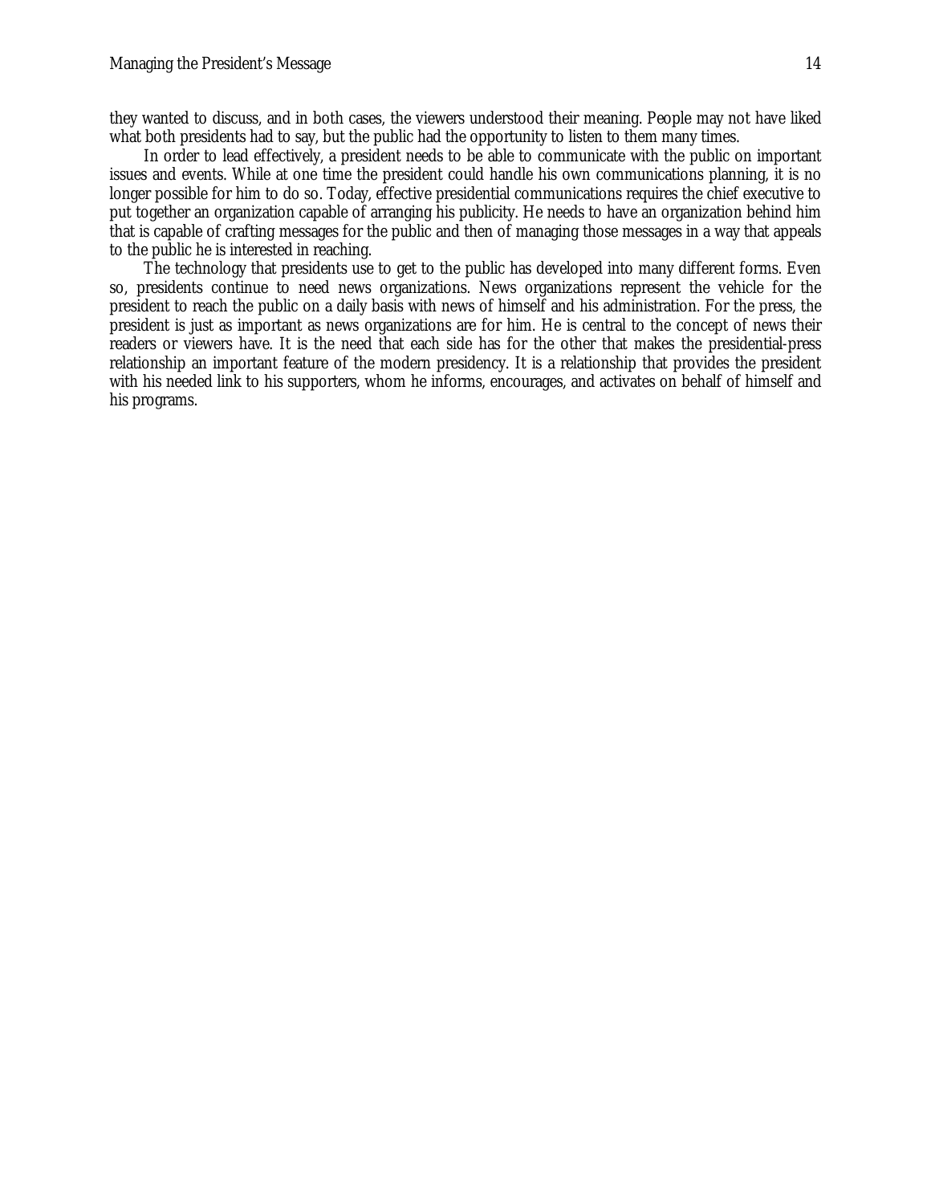they wanted to discuss, and in both cases, the viewers understood their meaning. People may not have liked what both presidents had to say, but the public had the opportunity to listen to them many times.

In order to lead effectively, a president needs to be able to communicate with the public on important issues and events. While at one time the president could handle his own communications planning, it is no longer possible for him to do so. Today, effective presidential communications requires the chief executive to put together an organization capable of arranging his publicity. He needs to have an organization behind him that is capable of crafting messages for the public and then of managing those messages in a way that appeals to the public he is interested in reaching.

The technology that presidents use to get to the public has developed into many different forms. Even so, presidents continue to need news organizations. News organizations represent the vehicle for the president to reach the public on a daily basis with news of himself and his administration. For the press, the president is just as important as news organizations are for him. He is central to the concept of news their readers or viewers have. It is the need that each side has for the other that makes the presidential-press relationship an important feature of the modern presidency. It is a relationship that provides the president with his needed link to his supporters, whom he informs, encourages, and activates on behalf of himself and his programs.